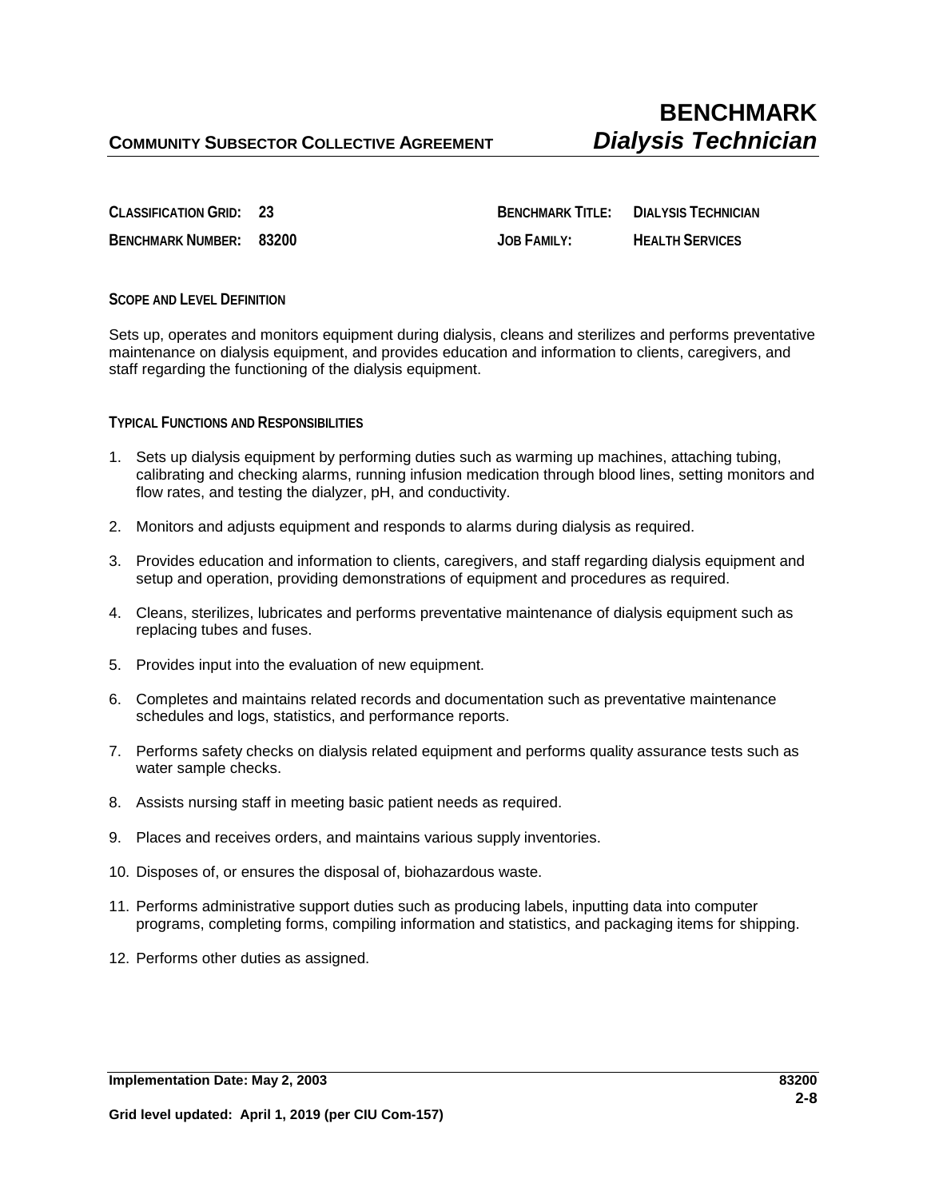# BENCHMARK

**COMMUNITY SUBSECTOR COLLECTIVE AGREEMENT** — ***Dialysis Technician***

| | | | |
|---|---|---|---|
| **CLASSIFICATION GRID:** | **23** | **BENCHMARK TITLE:** | **DIALYSIS TECHNICIAN** |
| **BENCHMARK NUMBER:** | **83200** | **JOB FAMILY:** | **HEALTH SERVICES** |

## SCOPE AND LEVEL DEFINITION

Sets up, operates and monitors equipment during dialysis, cleans and sterilizes and performs preventative maintenance on dialysis equipment, and provides education and information to clients, caregivers, and staff regarding the functioning of the dialysis equipment.

## TYPICAL FUNCTIONS AND RESPONSIBILITIES

1. Sets up dialysis equipment by performing duties such as warming up machines, attaching tubing, calibrating and checking alarms, running infusion medication through blood lines, setting monitors and flow rates, and testing the dialyzer, pH, and conductivity.
2. Monitors and adjusts equipment and responds to alarms during dialysis as required.
3. Provides education and information to clients, caregivers, and staff regarding dialysis equipment and setup and operation, providing demonstrations of equipment and procedures as required.
4. Cleans, sterilizes, lubricates and performs preventative maintenance of dialysis equipment such as replacing tubes and fuses.
5. Provides input into the evaluation of new equipment.
6. Completes and maintains related records and documentation such as preventative maintenance schedules and logs, statistics, and performance reports.
7. Performs safety checks on dialysis related equipment and performs quality assurance tests such as water sample checks.
8. Assists nursing staff in meeting basic patient needs as required.
9. Places and receives orders, and maintains various supply inventories.
10. Disposes of, or ensures the disposal of, biohazardous waste.
11. Performs administrative support duties such as producing labels, inputting data into computer programs, completing forms, compiling information and statistics, and packaging items for shipping.
12. Performs other duties as assigned.

**Implementation Date: May 2, 2003** — **83200**

**Grid level updated: April 1, 2019 (per CIU Com-157)**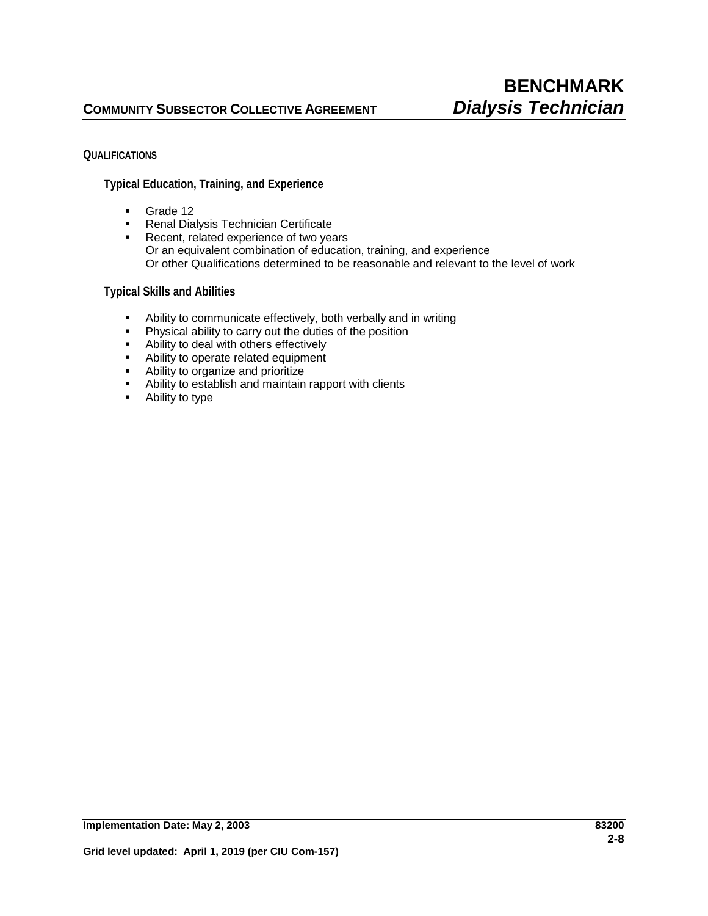## QUALIFICATIONS

### Typical Education, Training, and Experience

- Grade 12
- Renal Dialysis Technician Certificate
- Recent, related experience of two years
  Or an equivalent combination of education, training, and experience
  Or other Qualifications determined to be reasonable and relevant to the level of work

### Typical Skills and Abilities

- Ability to communicate effectively, both verbally and in writing
- Physical ability to carry out the duties of the position
- Ability to deal with others effectively
- Ability to operate related equipment
- Ability to organize and prioritize
- Ability to establish and maintain rapport with clients
- Ability to type